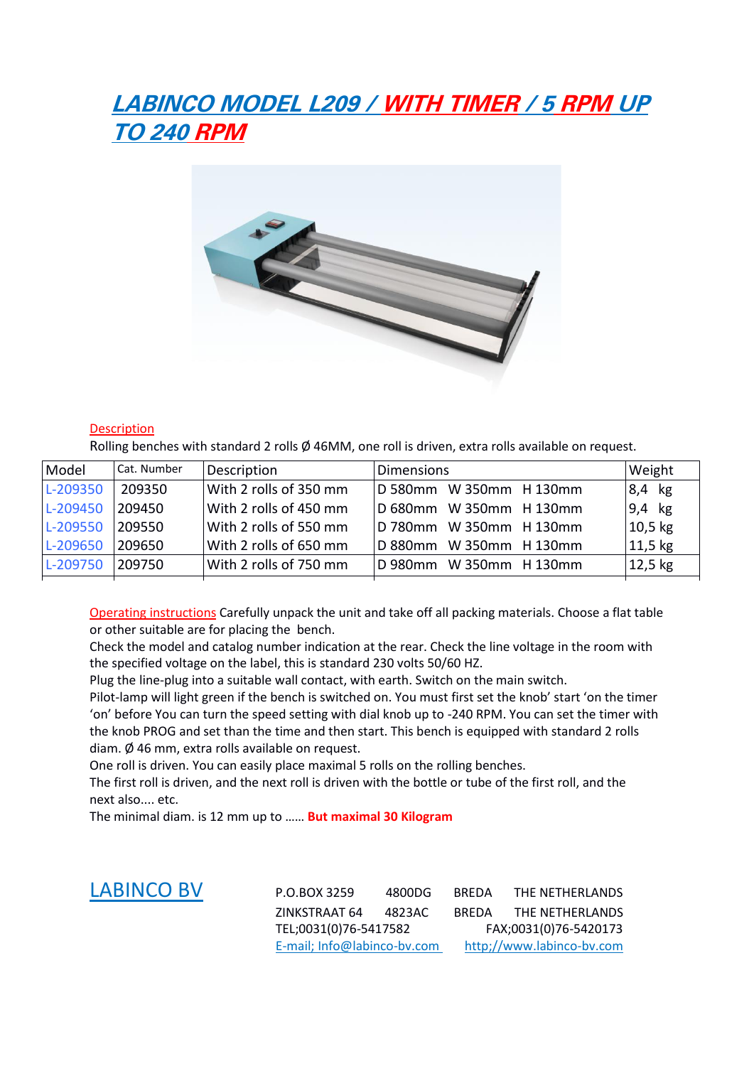# LABINCO MODEL L209 / WITH TIMER / 5 RPM UP TO 240 RPM

Description

Rolling benches with standard 2 rolls Ø 46MM, one roll is driven, extra rolls available on request.

| Model | Cat. Number | Description | Dimensions | Weight |
|---|---|---|---|---|
| L-209350 | 209350 | With 2 rolls of 350 mm | D 580mm W 350mm H 130mm | 8,4 kg |
| L-209450 | 209450 | With 2 rolls of 450 mm | D 680mm W 350mm H 130mm | 9,4 kg |
| L-209550 | 209550 | With 2 rolls of 550 mm | D 780mm W 350mm H 130mm | 10,5 kg |
| L-209650 | 209650 | With 2 rolls of 650 mm | D 880mm W 350mm H 130mm | 11,5 kg |
| L-209750 | 209750 | With 2 rolls of 750 mm | D 980mm W 350mm H 130mm | 12,5 kg |

Operating instructions Carefully unpack the unit and take off all packing materials. Choose a flat table or other suitable are for placing the bench.

Check the model and catalog number indication at the rear. Check the line voltage in the room with the specified voltage on the label, this is standard 230 volts 50/60 HZ.

Plug the line-plug into a suitable wall contact, with earth. Switch on the main switch.

Pilot-lamp will light green if the bench is switched on. You must first set the knob' start 'on the timer 'on' before You can turn the speed setting with dial knob up to -240 RPM. You can set the timer with the knob PROG and set than the time and then start. This bench is equipped with standard 2 rolls diam. Ø 46 mm, extra rolls available on request.

One roll is driven. You can easily place maximal 5 rolls on the rolling benches.

The first roll is driven, and the next roll is driven with the bottle or tube of the first roll, and the next also.... etc.

The minimal diam. is 12 mm up to …… **But maximal 30 Kilogram**

LABINCO BV

P.O.BOX 3259 4800DG BREDA THE NETHERLANDS
ZINKSTRAAT 64 4823AC BREDA THE NETHERLANDS
TEL;0031(0)76-5417582 FAX;0031(0)76-5420173
E-mail; Info@labinco-bv.com http;//www.labinco-bv.com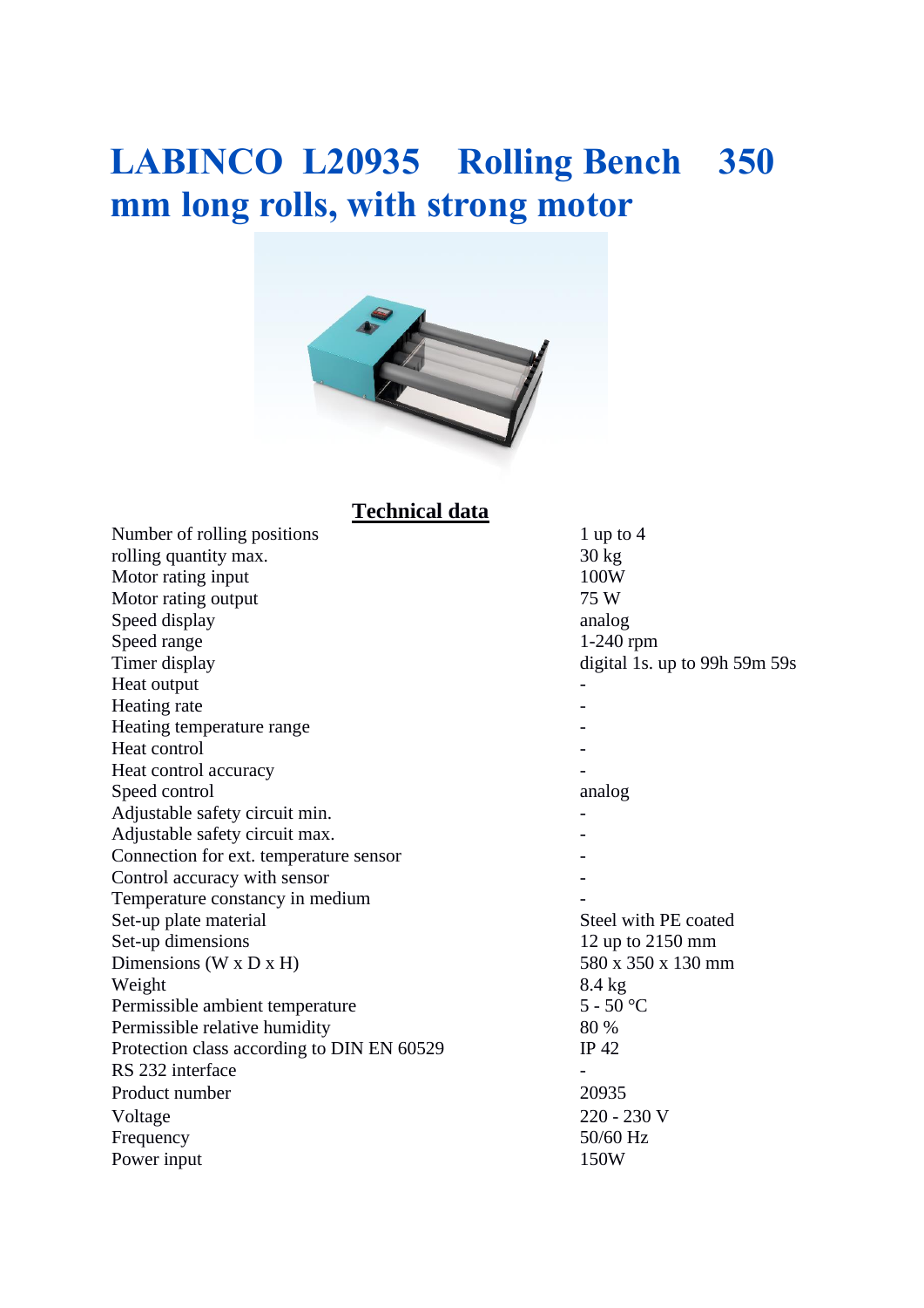# LABINCO L20935 Rolling Bench 350 mm long rolls, with strong motor

## Technical data

| | |
|---|---|
| Number of rolling positions | 1 up to 4 |
| rolling quantity max. | 30 kg |
| Motor rating input | 100W |
| Motor rating output | 75 W |
| Speed display | analog |
| Speed range | 1-240 rpm |
| Timer display | digital 1s. up to 99h 59m 59s |
| Heat output | - |
| Heating rate | - |
| Heating temperature range | - |
| Heat control | - |
| Heat control accuracy | - |
| Speed control | analog |
| Adjustable safety circuit min. | - |
| Adjustable safety circuit max. | - |
| Connection for ext. temperature sensor | - |
| Control accuracy with sensor | - |
| Temperature constancy in medium | - |
| Set-up plate material | Steel with PE coated |
| Set-up dimensions | 12 up to 2150 mm |
| Dimensions (W x D x H) | 580 x 350 x 130 mm |
| Weight | 8.4 kg |
| Permissible ambient temperature | 5 - 50 °C |
| Permissible relative humidity | 80 % |
| Protection class according to DIN EN 60529 | IP 42 |
| RS 232 interface | - |
| Product number | 20935 |
| Voltage | 220 - 230 V |
| Frequency | 50/60 Hz |
| Power input | 150W |